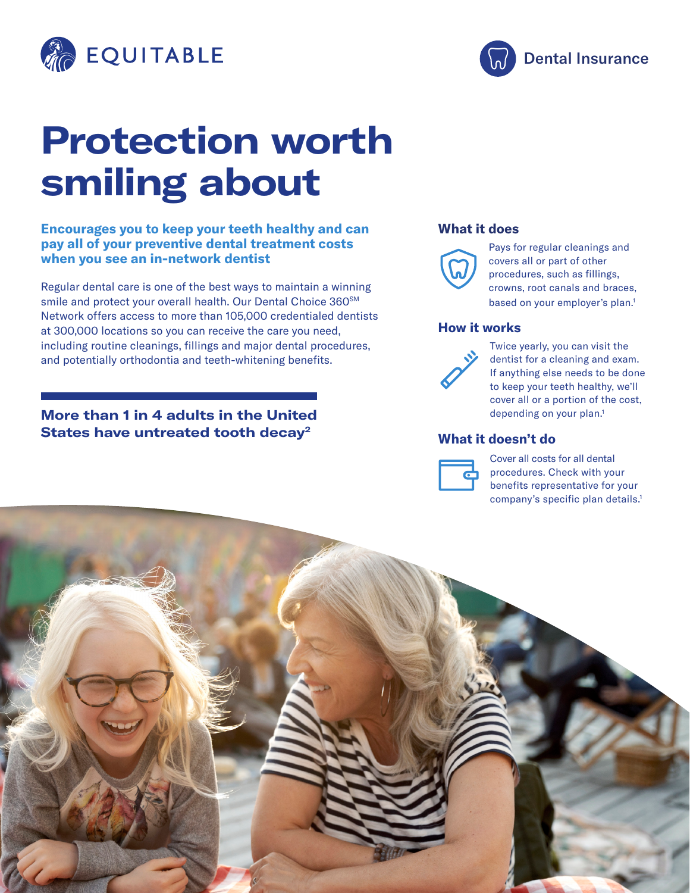EQUITABLE

Dental Insurance

# Protection worth smiling about

**Encourages you to keep your teeth healthy and can pay all of your preventive dental treatment costs when you see an in-network dentist**

Regular dental care is one of the best ways to maintain a winning smile and protect your overall health. Our Dental Choice 360SM Network offers access to more than 105,000 credentialed dentists at 300,000 locations so you can receive the care you need, including routine cleanings, fillings and major dental procedures, and potentially orthodontia and teeth-whitening benefits.

**More than 1 in 4 adults in the United States have untreated tooth decay[2]**

### What it does

Pays for regular cleanings and covers all or part of other procedures, such as fillings, crowns, root canals and braces, based on your employer's plan.[1]

### How it works

Twice yearly, you can visit the dentist for a cleaning and exam. If anything else needs to be done to keep your teeth healthy, we'll cover all or a portion of the cost, depending on your plan.[1]

### What it doesn't do

Cover all costs for all dental procedures. Check with your benefits representative for your company's specific plan details.[1]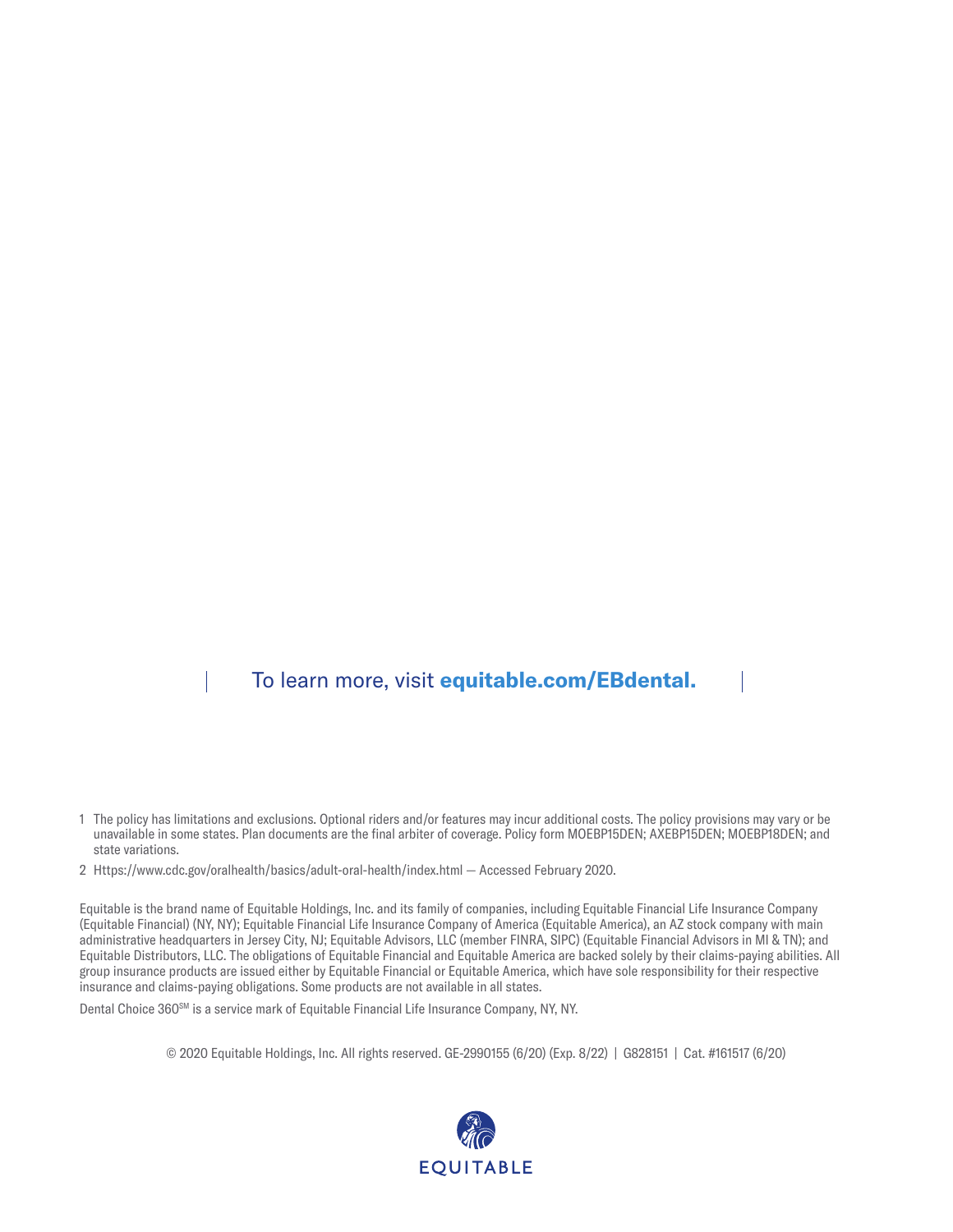To learn more, visit **equitable.com/EBdental.**

1 The policy has limitations and exclusions. Optional riders and/or features may incur additional costs. The policy provisions may vary or be unavailable in some states. Plan documents are the final arbiter of coverage. Policy form MOEBP15DEN; AXEBP15DEN; MOEBP18DEN; and state variations.

2 Https://www.cdc.gov/oralhealth/basics/adult-oral-health/index.html — Accessed February 2020.

Equitable is the brand name of Equitable Holdings, Inc. and its family of companies, including Equitable Financial Life Insurance Company (Equitable Financial) (NY, NY); Equitable Financial Life Insurance Company of America (Equitable America), an AZ stock company with main administrative headquarters in Jersey City, NJ; Equitable Advisors, LLC (member FINRA, SIPC) (Equitable Financial Advisors in MI & TN); and Equitable Distributors, LLC. The obligations of Equitable Financial and Equitable America are backed solely by their claims-paying abilities. All group insurance products are issued either by Equitable Financial or Equitable America, which have sole responsibility for their respective insurance and claims-paying obligations. Some products are not available in all states.

Dental Choice 360[SM] is a service mark of Equitable Financial Life Insurance Company, NY, NY.

© 2020 Equitable Holdings, Inc. All rights reserved. GE-2990155 (6/20) (Exp. 8/22) | G828151 | Cat. #161517 (6/20)

EQUITABLE